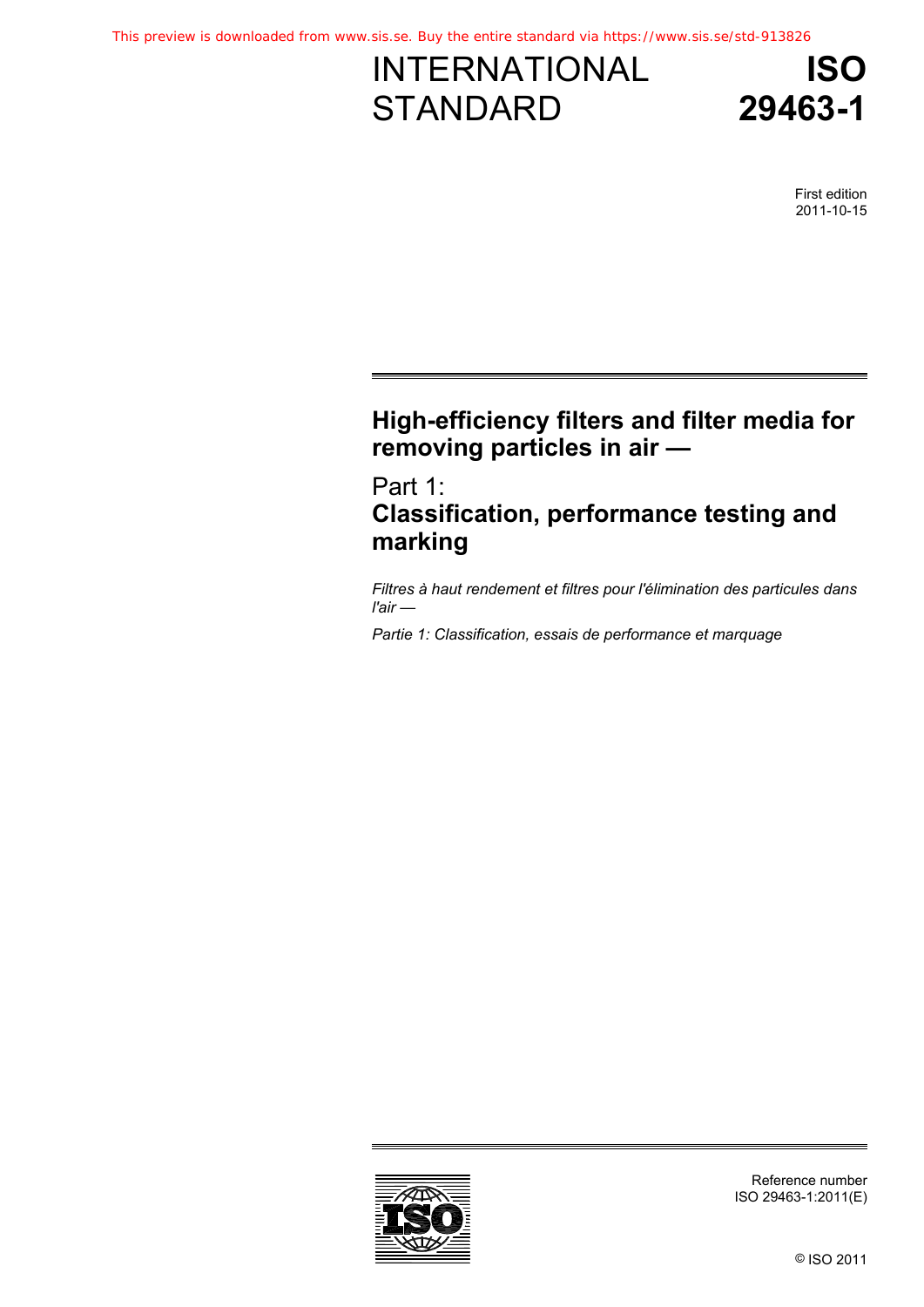This preview is downloaded from www.sis.se. Buy the entire standard via https://www.sis.se/std-913826

# INTERNATIONAL STANDARD

# ISO 29463-1

First edition
2011-10-15

## High-efficiency filters and filter media for removing particles in air —

## Part 1: Classification, performance testing and marking

*Filtres à haut rendement et filtres pour l'élimination des particules dans l'air —*

*Partie 1: Classification, essais de performance et marquage*

Reference number
ISO 29463-1:2011(E)

© ISO 2011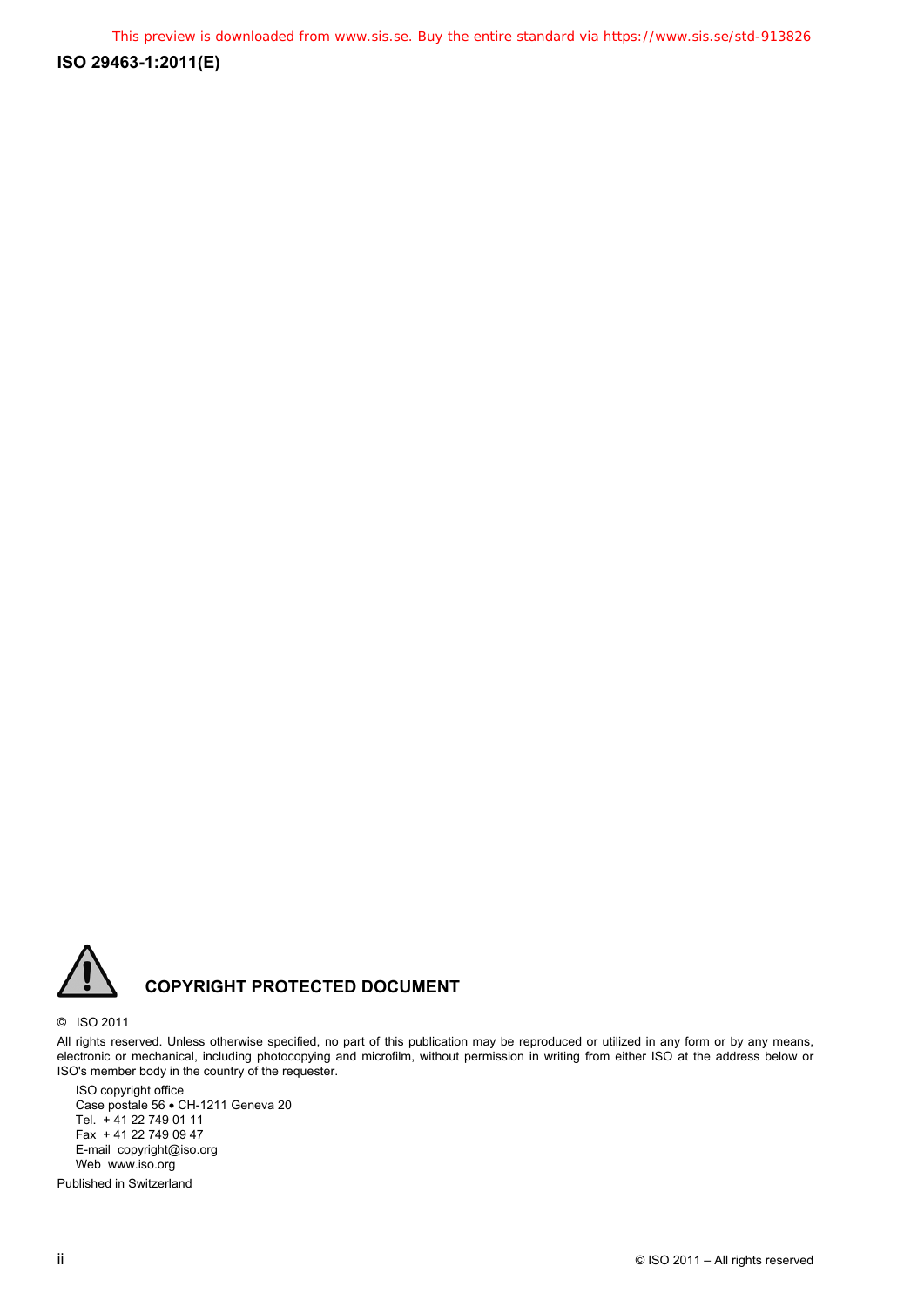## COPYRIGHT PROTECTED DOCUMENT

© ISO 2011

All rights reserved. Unless otherwise specified, no part of this publication may be reproduced or utilized in any form or by any means, electronic or mechanical, including photocopying and microfilm, without permission in writing from either ISO at the address below or ISO's member body in the country of the requester.

ISO copyright office
Case postale 56 • CH-1211 Geneva 20
Tel. + 41 22 749 01 11
Fax + 41 22 749 09 47
E-mail copyright@iso.org
Web www.iso.org

Published in Switzerland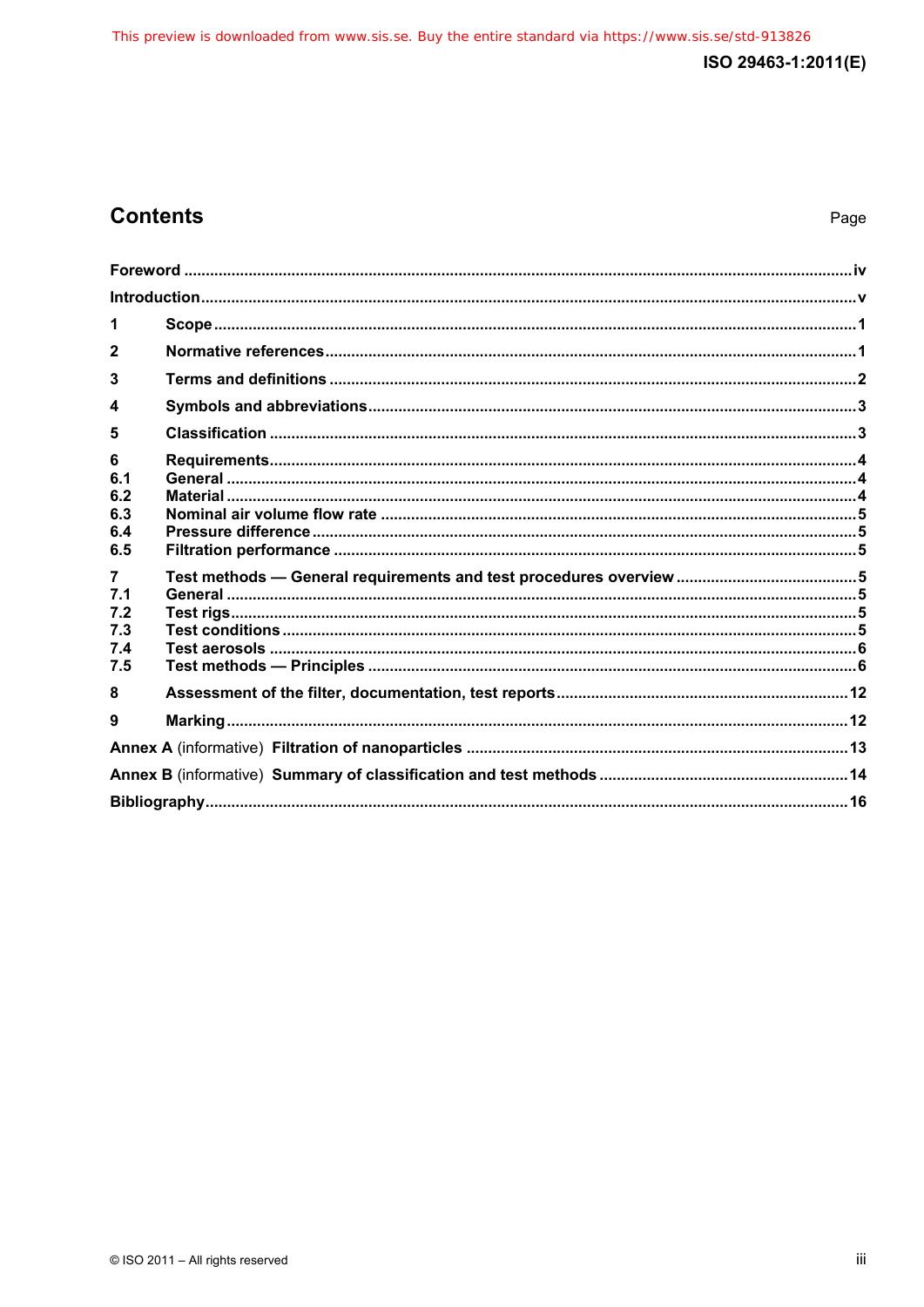## Contents

| | | Page |
|---|---|---|
| Foreword | | iv |
| Introduction | | v |
| 1 | Scope | 1 |
| 2 | Normative references | 1 |
| 3 | Terms and definitions | 2 |
| 4 | Symbols and abbreviations | 3 |
| 5 | Classification | 3 |
| 6 | Requirements | 4 |
| 6.1 | General | 4 |
| 6.2 | Material | 4 |
| 6.3 | Nominal air volume flow rate | 5 |
| 6.4 | Pressure difference | 5 |
| 6.5 | Filtration performance | 5 |
| 7 | Test methods — General requirements and test procedures overview | 5 |
| 7.1 | General | 5 |
| 7.2 | Test rigs | 5 |
| 7.3 | Test conditions | 5 |
| 7.4 | Test aerosols | 6 |
| 7.5 | Test methods — Principles | 6 |
| 8 | Assessment of the filter, documentation, test reports | 12 |
| 9 | Marking | 12 |
| Annex A (informative) Filtration of nanoparticles | | 13 |
| Annex B (informative) Summary of classification and test methods | | 14 |
| Bibliography | | 16 |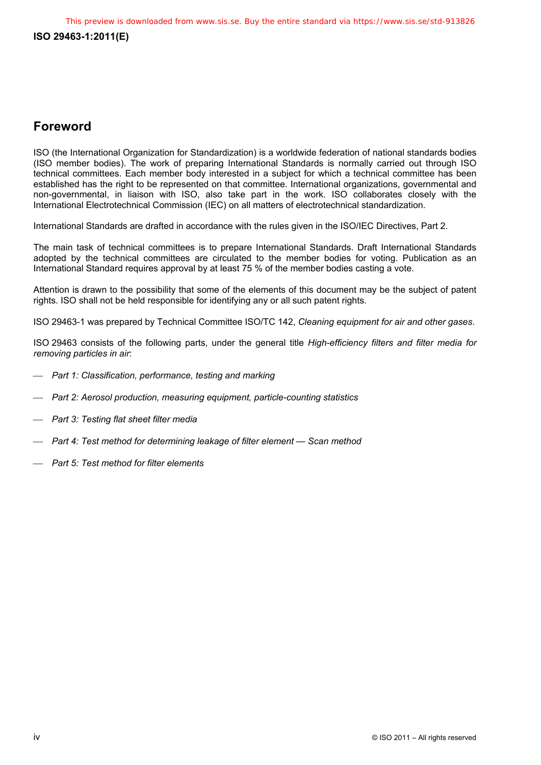## Foreword

ISO (the International Organization for Standardization) is a worldwide federation of national standards bodies (ISO member bodies). The work of preparing International Standards is normally carried out through ISO technical committees. Each member body interested in a subject for which a technical committee has been established has the right to be represented on that committee. International organizations, governmental and non-governmental, in liaison with ISO, also take part in the work. ISO collaborates closely with the International Electrotechnical Commission (IEC) on all matters of electrotechnical standardization.

International Standards are drafted in accordance with the rules given in the ISO/IEC Directives, Part 2.

The main task of technical committees is to prepare International Standards. Draft International Standards adopted by the technical committees are circulated to the member bodies for voting. Publication as an International Standard requires approval by at least 75 % of the member bodies casting a vote.

Attention is drawn to the possibility that some of the elements of this document may be the subject of patent rights. ISO shall not be held responsible for identifying any or all such patent rights.

ISO 29463-1 was prepared by Technical Committee ISO/TC 142, *Cleaning equipment for air and other gases*.

ISO 29463 consists of the following parts, under the general title *High-efficiency filters and filter media for removing particles in air*:

- *Part 1: Classification, performance, testing and marking*
- *Part 2: Aerosol production, measuring equipment, particle-counting statistics*
- *Part 3: Testing flat sheet filter media*
- *Part 4: Test method for determining leakage of filter element — Scan method*
- *Part 5: Test method for filter elements*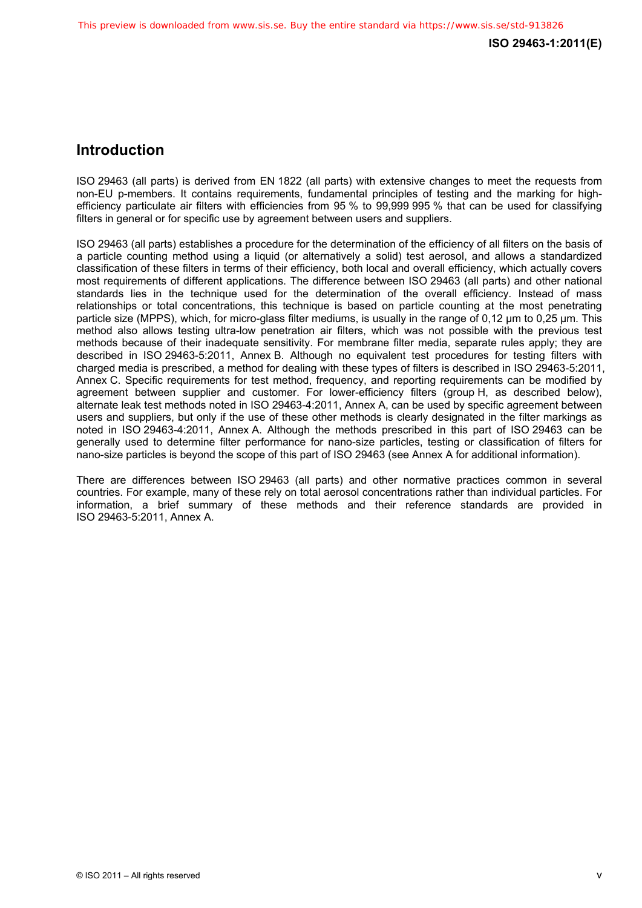## Introduction

ISO 29463 (all parts) is derived from EN 1822 (all parts) with extensive changes to meet the requests from non-EU p-members. It contains requirements, fundamental principles of testing and the marking for high-efficiency particulate air filters with efficiencies from 95 % to 99,999 995 % that can be used for classifying filters in general or for specific use by agreement between users and suppliers.

ISO 29463 (all parts) establishes a procedure for the determination of the efficiency of all filters on the basis of a particle counting method using a liquid (or alternatively a solid) test aerosol, and allows a standardized classification of these filters in terms of their efficiency, both local and overall efficiency, which actually covers most requirements of different applications. The difference between ISO 29463 (all parts) and other national standards lies in the technique used for the determination of the overall efficiency. Instead of mass relationships or total concentrations, this technique is based on particle counting at the most penetrating particle size (MPPS), which, for micro-glass filter mediums, is usually in the range of 0,12 µm to 0,25 µm. This method also allows testing ultra-low penetration air filters, which was not possible with the previous test methods because of their inadequate sensitivity. For membrane filter media, separate rules apply; they are described in ISO 29463-5:2011, Annex B. Although no equivalent test procedures for testing filters with charged media is prescribed, a method for dealing with these types of filters is described in ISO 29463-5:2011, Annex C. Specific requirements for test method, frequency, and reporting requirements can be modified by agreement between supplier and customer. For lower-efficiency filters (group H, as described below), alternate leak test methods noted in ISO 29463-4:2011, Annex A, can be used by specific agreement between users and suppliers, but only if the use of these other methods is clearly designated in the filter markings as noted in ISO 29463-4:2011, Annex A. Although the methods prescribed in this part of ISO 29463 can be generally used to determine filter performance for nano-size particles, testing or classification of filters for nano-size particles is beyond the scope of this part of ISO 29463 (see Annex A for additional information).

There are differences between ISO 29463 (all parts) and other normative practices common in several countries. For example, many of these rely on total aerosol concentrations rather than individual particles. For information, a brief summary of these methods and their reference standards are provided in ISO 29463-5:2011, Annex A.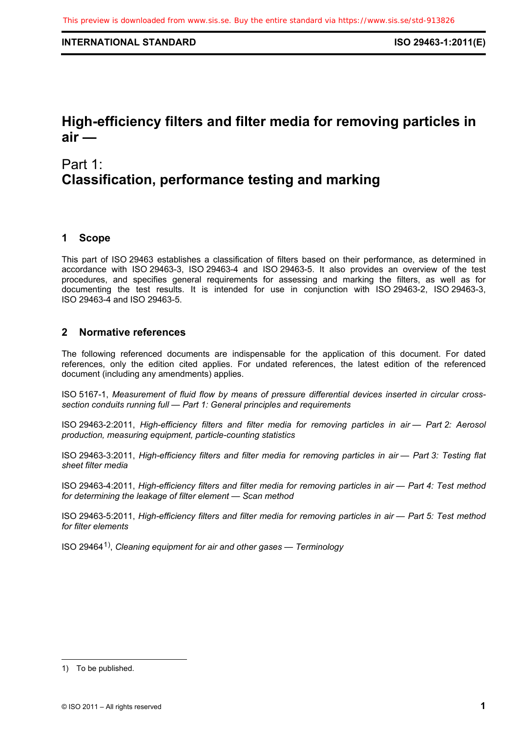# High-efficiency filters and filter media for removing particles in air —

## Part 1: Classification, performance testing and marking

## 1 Scope

This part of ISO 29463 establishes a classification of filters based on their performance, as determined in accordance with ISO 29463-3, ISO 29463-4 and ISO 29463-5. It also provides an overview of the test procedures, and specifies general requirements for assessing and marking the filters, as well as for documenting the test results. It is intended for use in conjunction with ISO 29463-2, ISO 29463-3, ISO 29463-4 and ISO 29463-5.

## 2 Normative references

The following referenced documents are indispensable for the application of this document. For dated references, only the edition cited applies. For undated references, the latest edition of the referenced document (including any amendments) applies.

ISO 5167-1, *Measurement of fluid flow by means of pressure differential devices inserted in circular cross-section conduits running full — Part 1: General principles and requirements*

ISO 29463-2:2011, *High-efficiency filters and filter media for removing particles in air — Part 2: Aerosol production, measuring equipment, particle-counting statistics*

ISO 29463-3:2011, *High-efficiency filters and filter media for removing particles in air — Part 3: Testing flat sheet filter media*

ISO 29463-4:2011, *High-efficiency filters and filter media for removing particles in air — Part 4: Test method for determining the leakage of filter element — Scan method*

ISO 29463-5:2011, *High-efficiency filters and filter media for removing particles in air — Part 5: Test method for filter elements*

ISO 29464[1], *Cleaning equipment for air and other gases — Terminology*

1) To be published.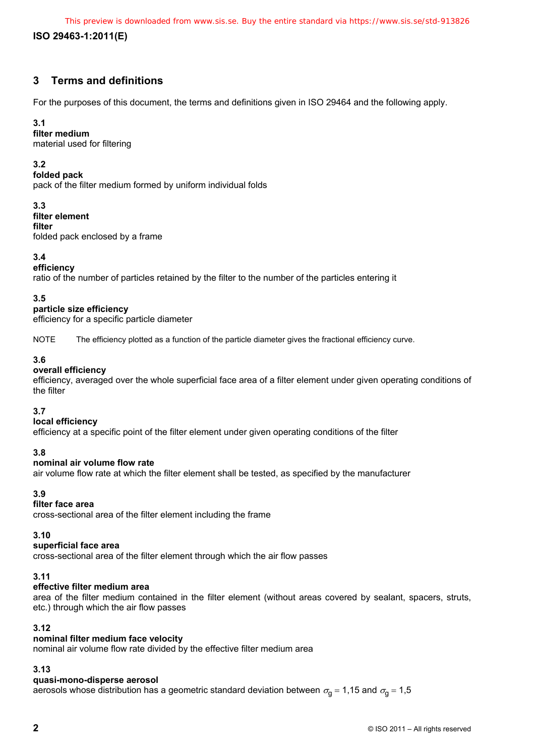## 3 Terms and definitions

For the purposes of this document, the terms and definitions given in ISO 29464 and the following apply.

**3.1**
**filter medium**
material used for filtering

**3.2**
**folded pack**
pack of the filter medium formed by uniform individual folds

**3.3**
**filter element**
**filter**
folded pack enclosed by a frame

**3.4**
**efficiency**
ratio of the number of particles retained by the filter to the number of the particles entering it

**3.5**
**particle size efficiency**
efficiency for a specific particle diameter

NOTE The efficiency plotted as a function of the particle diameter gives the fractional efficiency curve.

**3.6**
**overall efficiency**
efficiency, averaged over the whole superficial face area of a filter element under given operating conditions of the filter

**3.7**
**local efficiency**
efficiency at a specific point of the filter element under given operating conditions of the filter

**3.8**
**nominal air volume flow rate**
air volume flow rate at which the filter element shall be tested, as specified by the manufacturer

**3.9**
**filter face area**
cross-sectional area of the filter element including the frame

**3.10**
**superficial face area**
cross-sectional area of the filter element through which the air flow passes

**3.11**
**effective filter medium area**
area of the filter medium contained in the filter element (without areas covered by sealant, spacers, struts, etc.) through which the air flow passes

**3.12**
**nominal filter medium face velocity**
nominal air volume flow rate divided by the effective filter medium area

**3.13**
**quasi-mono-disperse aerosol**
aerosols whose distribution has a geometric standard deviation between $\sigma_g = 1{,}15$ and $\sigma_g = 1{,}5$